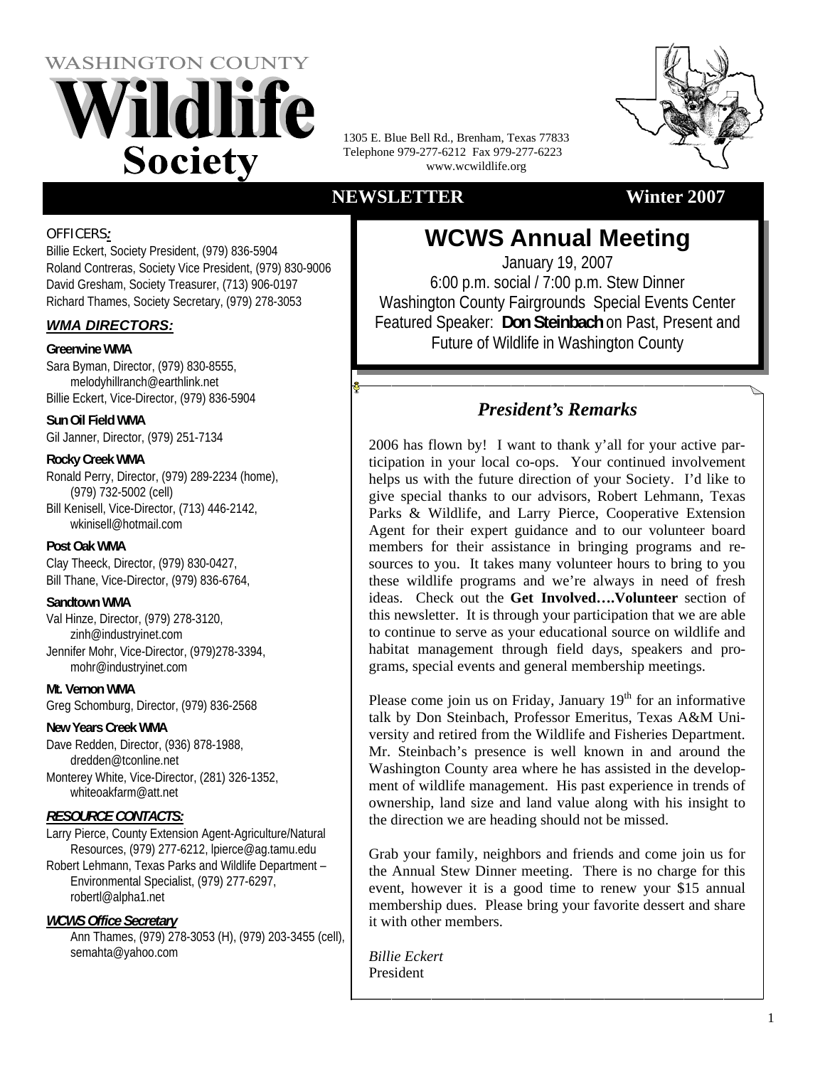# WASHINGTON COUNTY Wildlife Society

1305 E. Blue Bell Rd., Brenham, Texas 77833
Telephone 979-277-6212 Fax 979-277-6223
www.wcwildlife.org

**NEWSLETTER** **Winter 2007**

## WCWS Annual Meeting

January 19, 2007
6:00 p.m. social / 7:00 p.m. Stew Dinner
Washington County Fairgrounds Special Events Center
Featured Speaker: **Don Steinbach** on Past, Present and Future of Wildlife in Washington County

## *President's Remarks*

2006 has flown by! I want to thank y'all for your active participation in your local co-ops. Your continued involvement helps us with the future direction of your Society. I'd like to give special thanks to our advisors, Robert Lehmann, Texas Parks & Wildlife, and Larry Pierce, Cooperative Extension Agent for their expert guidance and to our volunteer board members for their assistance in bringing programs and resources to you. It takes many volunteer hours to bring to you these wildlife programs and we're always in need of fresh ideas. Check out the **Get Involved….Volunteer** section of this newsletter. It is through your participation that we are able to continue to serve as your educational source on wildlife and habitat management through field days, speakers and programs, special events and general membership meetings.

Please come join us on Friday, January 19th for an informative talk by Don Steinbach, Professor Emeritus, Texas A&M University and retired from the Wildlife and Fisheries Department. Mr. Steinbach's presence is well known in and around the Washington County area where he has assisted in the development of wildlife management. His past experience in trends of ownership, land size and land value along with his insight to the direction we are heading should not be missed.

Grab your family, neighbors and friends and come join us for the Annual Stew Dinner meeting. There is no charge for this event, however it is a good time to renew your $15 annual membership dues. Please bring your favorite dessert and share it with other members.

*Billie Eckert*
President

---

OFFICERS:

Billie Eckert, Society President, (979) 836-5904
Roland Contreras, Society Vice President, (979) 830-9006
David Gresham, Society Treasurer, (713) 906-0197
Richard Thames, Society Secretary, (979) 278-3053

***WMA DIRECTORS:***

**Greenvine WMA**
Sara Byman, Director, (979) 830-8555, melodyhillranch@earthlink.net
Billie Eckert, Vice-Director, (979) 836-5904

**Sun Oil Field WMA**
Gil Janner, Director, (979) 251-7134

**Rocky Creek WMA**
Ronald Perry, Director, (979) 289-2234 (home), (979) 732-5002 (cell)
Bill Kenisell, Vice-Director, (713) 446-2142, wkinisell@hotmail.com

**Post Oak WMA**
Clay Theeck, Director, (979) 830-0427,
Bill Thane, Vice-Director, (979) 836-6764,

**Sandtown WMA**
Val Hinze, Director, (979) 278-3120, zinh@industryinet.com
Jennifer Mohr, Vice-Director, (979)278-3394, mohr@industryinet.com

**Mt. Vernon WMA**
Greg Schomburg, Director, (979) 836-2568

**New Years Creek WMA**
Dave Redden, Director, (936) 878-1988, dredden@tconline.net
Monterey White, Vice-Director, (281) 326-1352, whiteoakfarm@att.net

***RESOURCE CONTACTS:***

Larry Pierce, County Extension Agent-Agriculture/Natural Resources, (979) 277-6212, lpierce@ag.tamu.edu
Robert Lehmann, Texas Parks and Wildlife Department – Environmental Specialist, (979) 277-6297, robertl@alpha1.net

***WCWS Office Secretary***

Ann Thames, (979) 278-3053 (H), (979) 203-3455 (cell), semahta@yahoo.com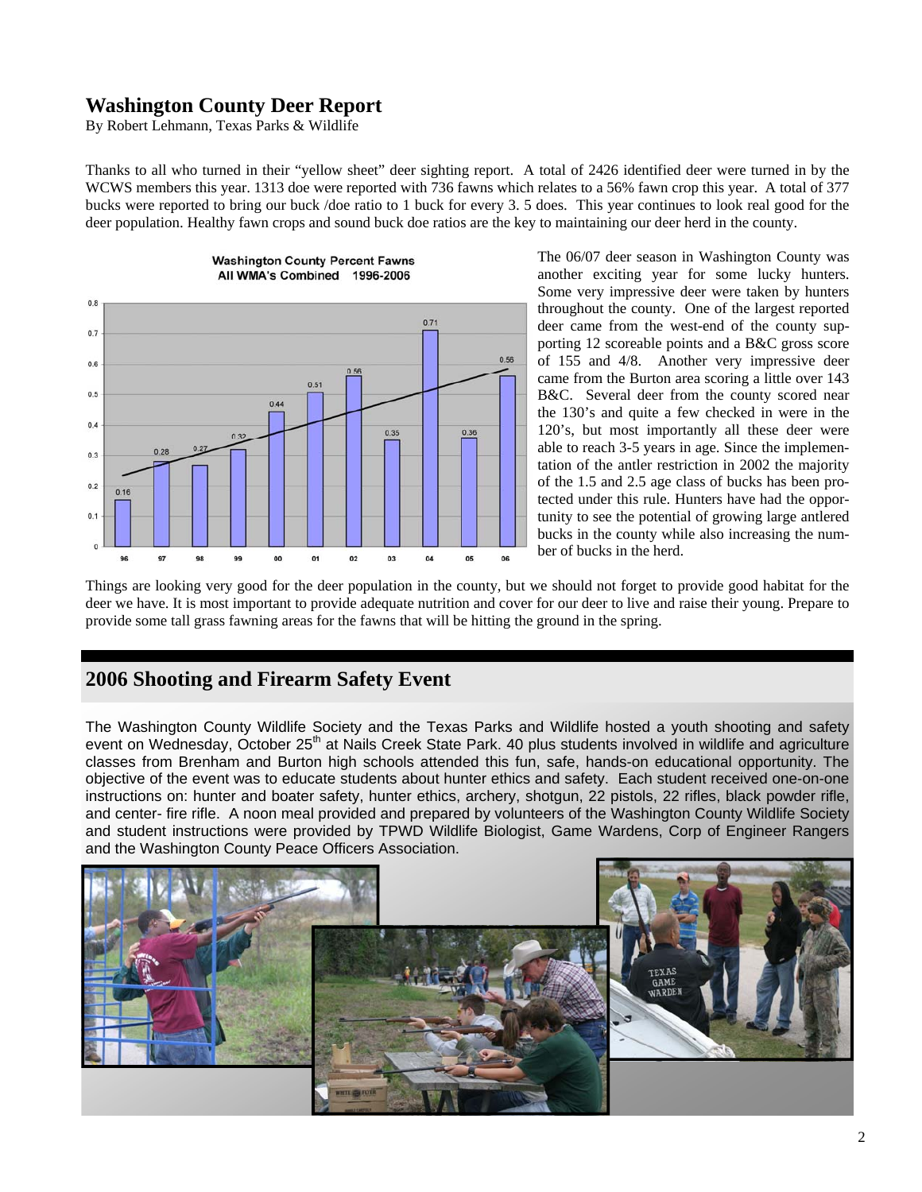## Washington County Deer Report

By Robert Lehmann, Texas Parks & Wildlife

Thanks to all who turned in their "yellow sheet" deer sighting report. A total of 2426 identified deer were turned in by the WCWS members this year. 1313 doe were reported with 736 fawns which relates to a 56% fawn crop this year. A total of 377 bucks were reported to bring our buck /doe ratio to 1 buck for every 3. 5 does. This year continues to look real good for the deer population. Healthy fawn crops and sound buck doe ratios are the key to maintaining our deer herd in the county.

**Washington County Percent Fawns**
**All WMA's Combined 1996-2006**

| Year | 96 | 97 | 98 | 99 | 00 | 01 | 02 | 03 | 04 | 05 | 06 |
|---|---|---|---|---|---|---|---|---|---|---|---|
| Percent Fawns | 0.16 | 0.28 | 0.27 | 0.32 | 0.44 | 0.51 | 0.56 | 0.35 | 0.71 | 0.36 | 0.56 |

The 06/07 deer season in Washington County was another exciting year for some lucky hunters. Some very impressive deer were taken by hunters throughout the county. One of the largest reported deer came from the west-end of the county supporting 12 scoreable points and a B&C gross score of 155 and 4/8. Another very impressive deer came from the Burton area scoring a little over 143 B&C. Several deer from the county scored near the 130's and quite a few checked in were in the 120's, but most importantly all these deer were able to reach 3-5 years in age. Since the implementation of the antler restriction in 2002 the majority of the 1.5 and 2.5 age class of bucks has been protected under this rule. Hunters have had the opportunity to see the potential of growing large antlered bucks in the county while also increasing the number of bucks in the herd.

Things are looking very good for the deer population in the county, but we should not forget to provide good habitat for the deer we have. It is most important to provide adequate nutrition and cover for our deer to live and raise their young. Prepare to provide some tall grass fawning areas for the fawns that will be hitting the ground in the spring.

## 2006 Shooting and Firearm Safety Event

The Washington County Wildlife Society and the Texas Parks and Wildlife hosted a youth shooting and safety event on Wednesday, October 25th at Nails Creek State Park. 40 plus students involved in wildlife and agriculture classes from Brenham and Burton high schools attended this fun, safe, hands-on educational opportunity. The objective of the event was to educate students about hunter ethics and safety. Each student received one-on-one instructions on: hunter and boater safety, hunter ethics, archery, shotgun, 22 pistols, 22 rifles, black powder rifle, and center- fire rifle. A noon meal provided and prepared by volunteers of the Washington County Wildlife Society and student instructions were provided by TPWD Wildlife Biologist, Game Wardens, Corp of Engineer Rangers and the Washington County Peace Officers Association.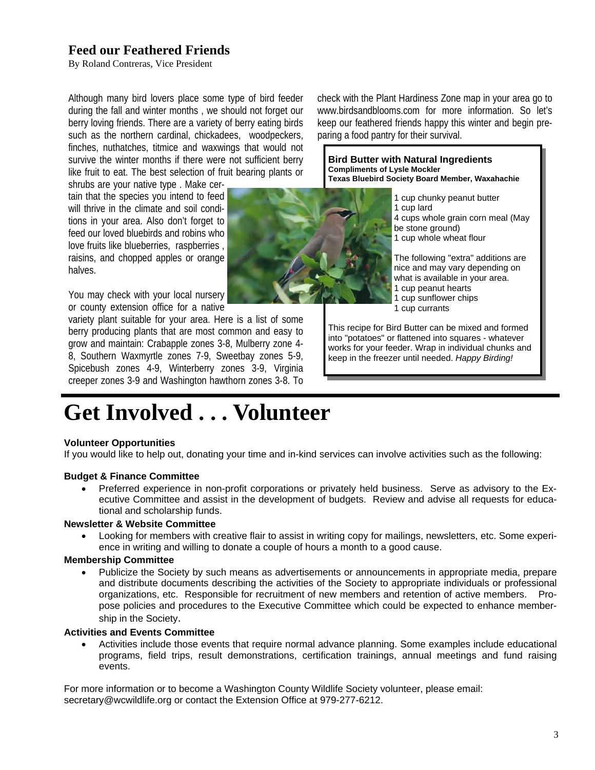## Feed our Feathered Friends

By Roland Contreras, Vice President

Although many bird lovers place some type of bird feeder during the fall and winter months , we should not forget our berry loving friends. There are a variety of berry eating birds such as the northern cardinal, chickadees, woodpeckers, finches, nuthatches, titmice and waxwings that would not survive the winter months if there were not sufficient berry like fruit to eat. The best selection of fruit bearing plants or shrubs are your native type . Make certain that the species you intend to feed will thrive in the climate and soil conditions in your area. Also don't forget to feed our loved bluebirds and robins who love fruits like blueberries, raspberries , raisins, and chopped apples or orange halves.

You may check with your local nursery or county extension office for a native variety plant suitable for your area. Here is a list of some berry producing plants that are most common and easy to grow and maintain: Crabapple zones 3-8, Mulberry zone 4-8, Southern Waxmyrtle zones 7-9, Sweetbay zones 5-9, Spicebush zones 4-9, Winterberry zones 3-9, Virginia creeper zones 3-9 and Washington hawthorn zones 3-8. To check with the Plant Hardiness Zone map in your area go to www.birdsandblooms.com for more information. So let's keep our feathered friends happy this winter and begin preparing a food pantry for their survival.

**Bird Butter with Natural Ingredients**
**Compliments of Lysle Mockler**
**Texas Bluebird Society Board Member, Waxahachie**

1 cup chunky peanut butter
1 cup lard
4 cups whole grain corn meal (May be stone ground)
1 cup whole wheat flour

The following "extra" additions are nice and may vary depending on what is available in your area.
1 cup peanut hearts
1 cup sunflower chips
1 cup currants

This recipe for Bird Butter can be mixed and formed into "potatoes" or flattened into squares - whatever works for your feeder. Wrap in individual chunks and keep in the freezer until needed. *Happy Birding!*

# Get Involved . . . Volunteer

**Volunteer Opportunities**

If you would like to help out, donating your time and in-kind services can involve activities such as the following:

**Budget & Finance Committee**

- Preferred experience in non-profit corporations or privately held business. Serve as advisory to the Executive Committee and assist in the development of budgets. Review and advise all requests for educational and scholarship funds.

**Newsletter & Website Committee**

- Looking for members with creative flair to assist in writing copy for mailings, newsletters, etc. Some experience in writing and willing to donate a couple of hours a month to a good cause.

**Membership Committee**

- Publicize the Society by such means as advertisements or announcements in appropriate media, prepare and distribute documents describing the activities of the Society to appropriate individuals or professional organizations, etc. Responsible for recruitment of new members and retention of active members. Propose policies and procedures to the Executive Committee which could be expected to enhance membership in the Society.

**Activities and Events Committee**

- Activities include those events that require normal advance planning. Some examples include educational programs, field trips, result demonstrations, certification trainings, annual meetings and fund raising events.

For more information or to become a Washington County Wildlife Society volunteer, please email: secretary@wcwildlife.org or contact the Extension Office at 979-277-6212.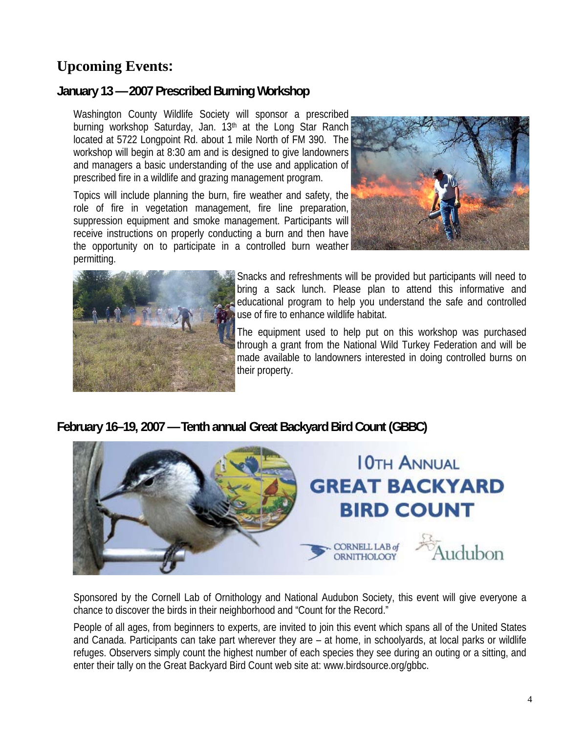# Upcoming Events:

## January 13 — 2007 Prescribed Burning Workshop

Washington County Wildlife Society will sponsor a prescribed burning workshop Saturday, Jan. 13th at the Long Star Ranch located at 5722 Longpoint Rd. about 1 mile North of FM 390. The workshop will begin at 8:30 am and is designed to give landowners and managers a basic understanding of the use and application of prescribed fire in a wildlife and grazing management program.

Topics will include planning the burn, fire weather and safety, the role of fire in vegetation management, fire line preparation, suppression equipment and smoke management. Participants will receive instructions on properly conducting a burn and then have the opportunity on to participate in a controlled burn weather permitting.

Snacks and refreshments will be provided but participants will need to bring a sack lunch. Please plan to attend this informative and educational program to help you understand the safe and controlled use of fire to enhance wildlife habitat.

The equipment used to help put on this workshop was purchased through a grant from the National Wild Turkey Federation and will be made available to landowners interested in doing controlled burns on their property.

## February 16–19, 2007 — Tenth annual Great Backyard Bird Count (GBBC)

Sponsored by the Cornell Lab of Ornithology and National Audubon Society, this event will give everyone a chance to discover the birds in their neighborhood and "Count for the Record."

People of all ages, from beginners to experts, are invited to join this event which spans all of the United States and Canada. Participants can take part wherever they are – at home, in schoolyards, at local parks or wildlife refuges. Observers simply count the highest number of each species they see during an outing or a sitting, and enter their tally on the Great Backyard Bird Count web site at: www.birdsource.org/gbbc.